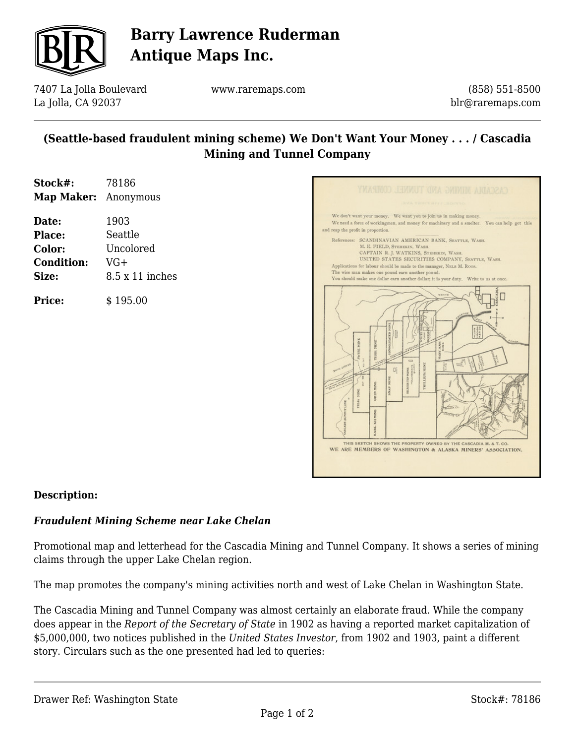# Barry Lawrence Ruderman Antique Maps Inc.

7407 La Jolla Boulevard
La Jolla, CA 92037

www.raremaps.com

(858) 551-8500
blr@raremaps.com

## (Seattle-based fraudulent mining scheme) We Don't Want Your Money . . . / Cascadia Mining and Tunnel Company

**Stock#:** 78186
**Map Maker:** Anonymous

**Date:** 1903
**Place:** Seattle
**Color:** Uncolored
**Condition:** VG+
**Size:** 8.5 x 11 inches

**Price:** $ 195.00

**Description:**

***Fraudulent Mining Scheme near Lake Chelan***

Promotional map and letterhead for the Cascadia Mining and Tunnel Company. It shows a series of mining claims through the upper Lake Chelan region.

The map promotes the company's mining activities north and west of Lake Chelan in Washington State.

The Cascadia Mining and Tunnel Company was almost certainly an elaborate fraud. While the company does appear in the *Report of the Secretary of State* in 1902 as having a reported market capitalization of $5,000,000, two notices published in the *United States Investor*, from 1902 and 1903, paint a different story. Circulars such as the one presented had led to queries: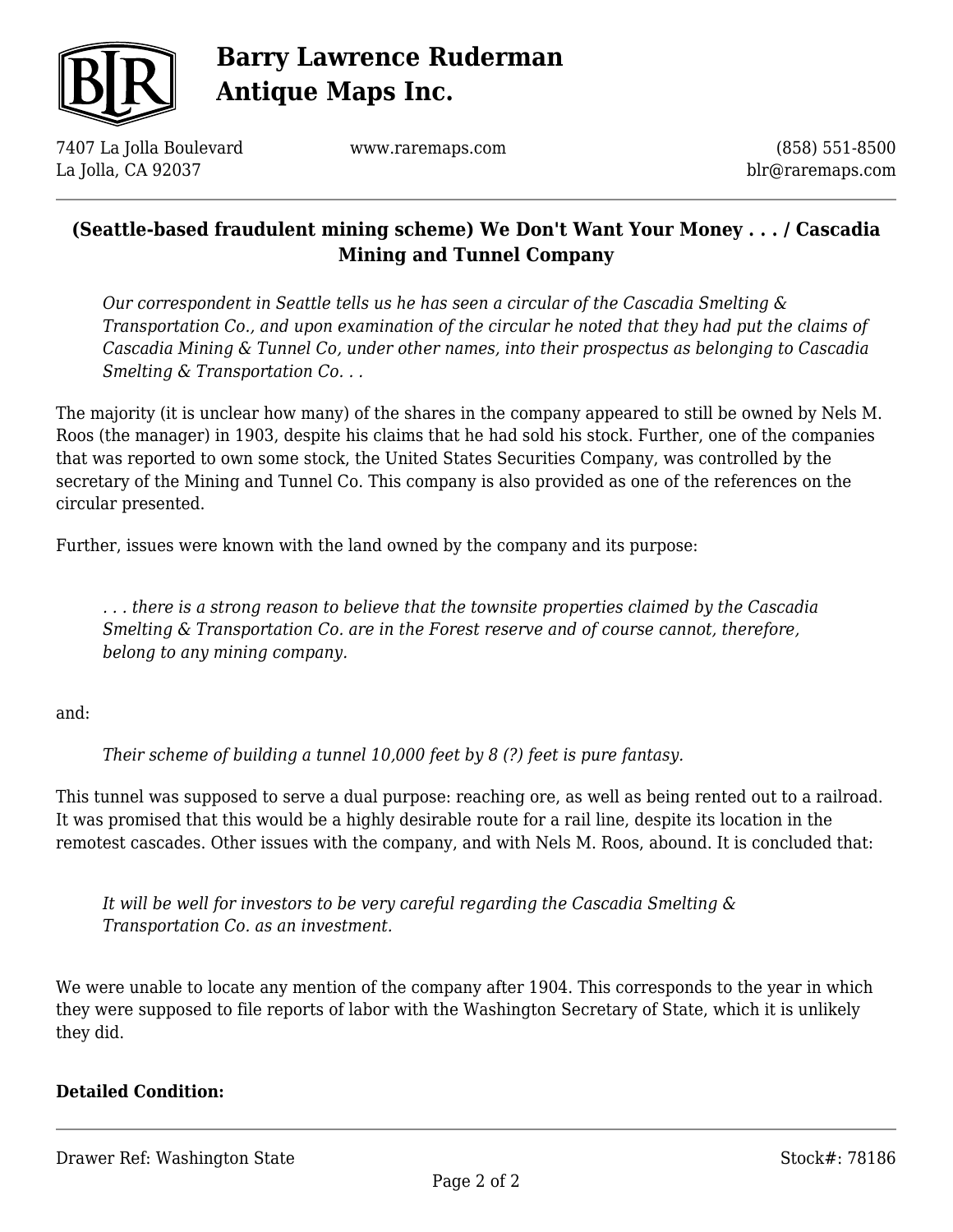**(Seattle-based fraudulent mining scheme) We Don't Want Your Money . . . / Cascadia Mining and Tunnel Company**

> *Our correspondent in Seattle tells us he has seen a circular of the Cascadia Smelting & Transportation Co., and upon examination of the circular he noted that they had put the claims of Cascadia Mining & Tunnel Co, under other names, into their prospectus as belonging to Cascadia Smelting & Transportation Co. . .*

The majority (it is unclear how many) of the shares in the company appeared to still be owned by Nels M. Roos (the manager) in 1903, despite his claims that he had sold his stock. Further, one of the companies that was reported to own some stock, the United States Securities Company, was controlled by the secretary of the Mining and Tunnel Co. This company is also provided as one of the references on the circular presented.

Further, issues were known with the land owned by the company and its purpose:

> *. . . there is a strong reason to believe that the townsite properties claimed by the Cascadia Smelting & Transportation Co. are in the Forest reserve and of course cannot, therefore, belong to any mining company.*

and:

> *Their scheme of building a tunnel 10,000 feet by 8 (?) feet is pure fantasy.*

This tunnel was supposed to serve a dual purpose: reaching ore, as well as being rented out to a railroad. It was promised that this would be a highly desirable route for a rail line, despite its location in the remotest cascades. Other issues with the company, and with Nels M. Roos, abound. It is concluded that:

> *It will be well for investors to be very careful regarding the Cascadia Smelting & Transportation Co. as an investment.*

We were unable to locate any mention of the company after 1904. This corresponds to the year in which they were supposed to file reports of labor with the Washington Secretary of State, which it is unlikely they did.

**Detailed Condition:**

Drawer Ref: Washington State

Stock#: 78186